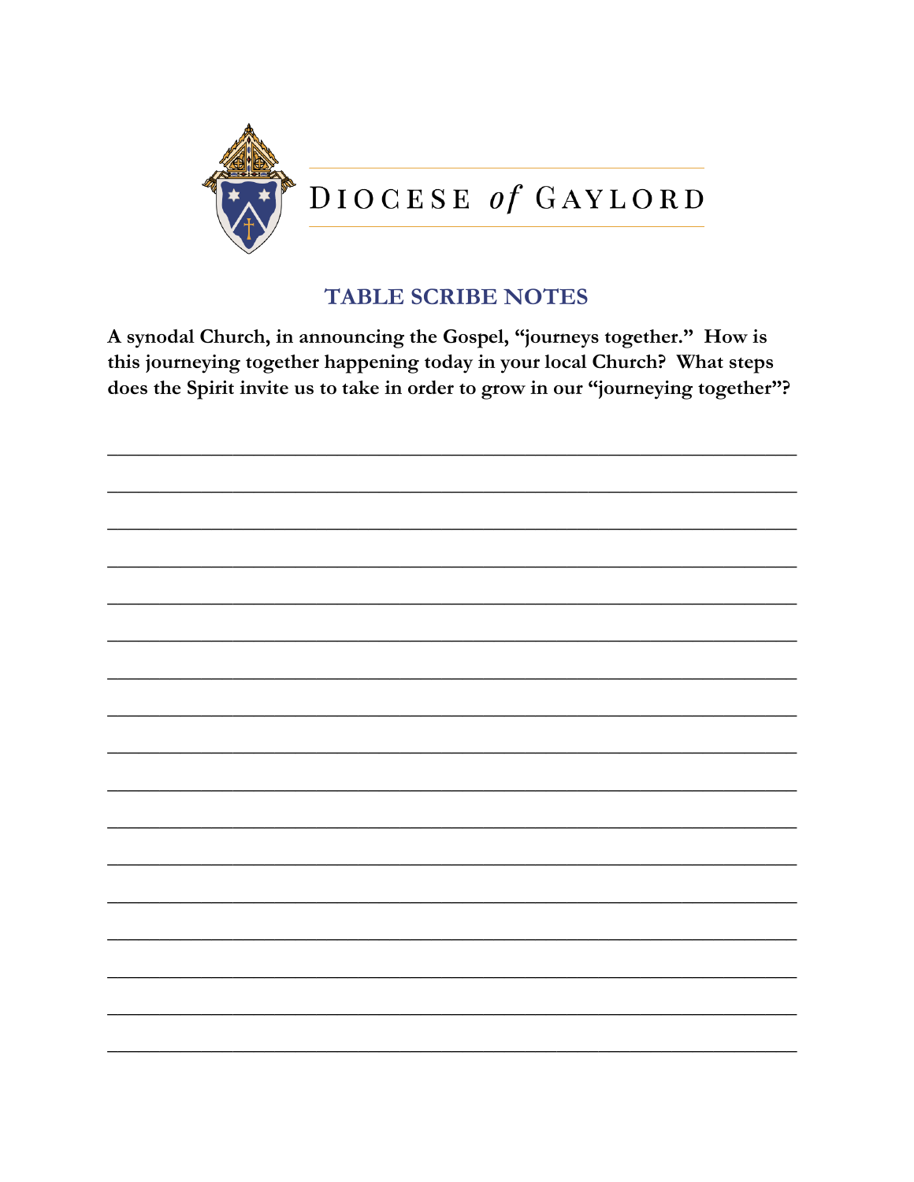DIOCESE *of* GAYLORD

## TABLE SCRIBE NOTES

**A synodal Church, in announcing the Gospel, "journeys together." How is this journeying together happening today in your local Church? What steps does the Spirit invite us to take in order to grow in our "journeying together"?**

_______________________________________________________________

_______________________________________________________________

_______________________________________________________________

_______________________________________________________________

_______________________________________________________________

_______________________________________________________________

_______________________________________________________________

_______________________________________________________________

_______________________________________________________________

_______________________________________________________________

_______________________________________________________________

_______________________________________________________________

_______________________________________________________________

_______________________________________________________________

_______________________________________________________________

_______________________________________________________________

_______________________________________________________________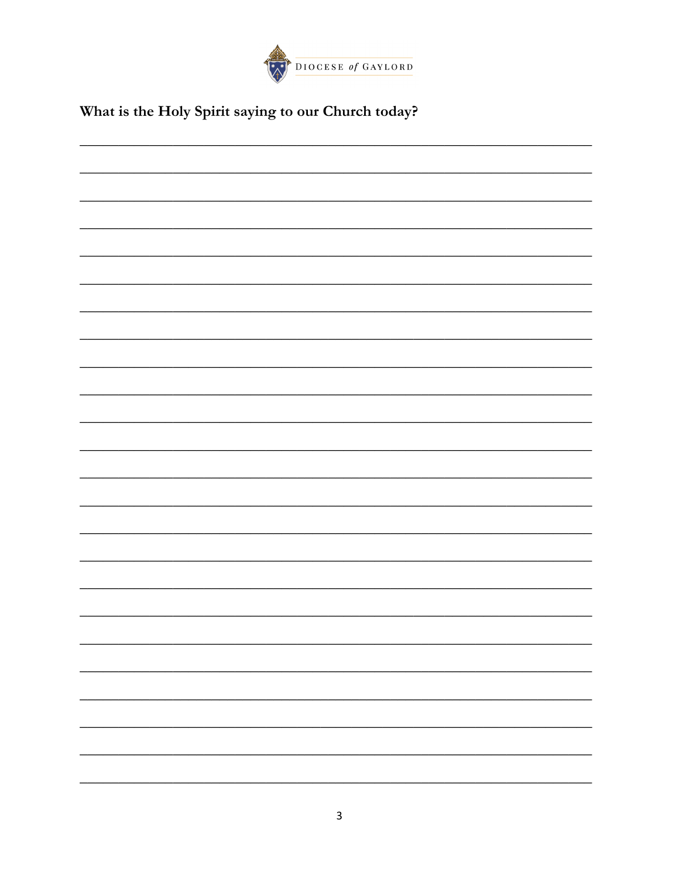**What is the Holy Spirit saying to our Church today?**

\_\_\_\_\_\_\_\_\_\_\_\_\_\_\_\_\_\_\_\_\_\_\_\_\_\_\_\_\_\_\_\_\_\_\_\_\_\_\_\_\_\_\_\_\_\_\_\_\_\_\_\_\_\_\_\_\_\_\_\_\_\_\_\_\_\_\_\_\_\_\_\_\_\_\_\_

**What is the Holy Spirit saying to our Church today?**

______________________________________________________________________________

______________________________________________________________________________

______________________________________________________________________________

______________________________________________________________________________

______________________________________________________________________________

______________________________________________________________________________

______________________________________________________________________________

______________________________________________________________________________

______________________________________________________________________________

______________________________________________________________________________

______________________________________________________________________________

______________________________________________________________________________

______________________________________________________________________________

______________________________________________________________________________

______________________________________________________________________________

______________________________________________________________________________

______________________________________________________________________________

______________________________________________________________________________

______________________________________________________________________________

______________________________________________________________________________

______________________________________________________________________________

______________________________________________________________________________

______________________________________________________________________________

______________________________________________________________________________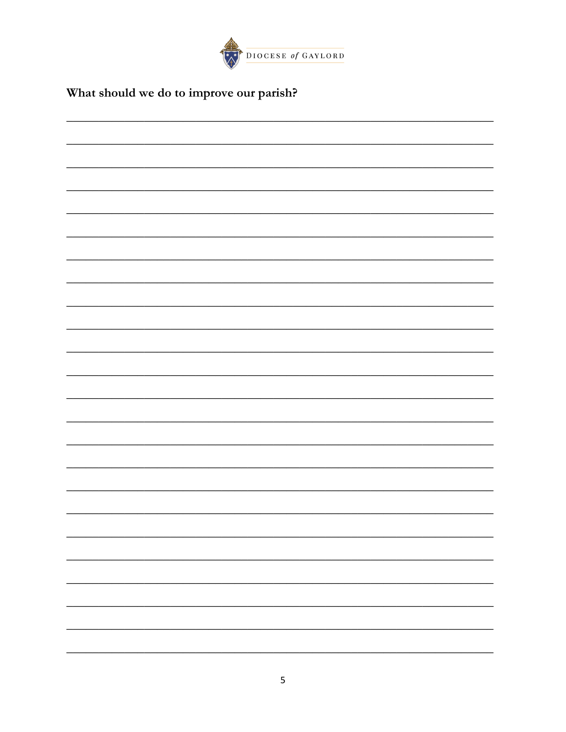**What should we do to improve our parish?**

______________________________________________________________________________

______________________________________________________________________________

______________________________________________________________________________

______________________________________________________________________________

______________________________________________________________________________

______________________________________________________________________________

______________________________________________________________________________

______________________________________________________________________________

______________________________________________________________________________

______________________________________________________________________________

______________________________________________________________________________

______________________________________________________________________________

______________________________________________________________________________

______________________________________________________________________________

______________________________________________________________________________

______________________________________________________________________________

______________________________________________________________________________

______________________________________________________________________________

______________________________________________________________________________

______________________________________________________________________________

______________________________________________________________________________

______________________________________________________________________________

______________________________________________________________________________

______________________________________________________________________________